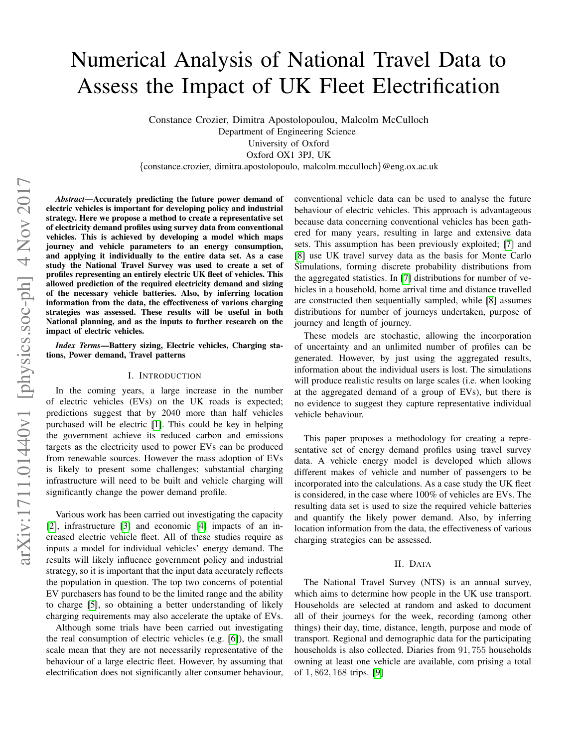# Numerical Analysis of National Travel Data to Assess the Impact of UK Fleet Electrification

Constance Crozier, Dimitra Apostolopoulou, Malcolm McCulloch
Department of Engineering Science
University of Oxford
Oxford OX1 3PJ, UK
{constance.crozier, dimitra.apostolopoulo, malcolm.mcculloch}@eng.ox.ac.uk

***Abstract*—Accurately predicting the future power demand of electric vehicles is important for developing policy and industrial strategy. Here we propose a method to create a representative set of electricity demand profiles using survey data from conventional vehicles. This is achieved by developing a model which maps journey and vehicle parameters to an energy consumption, and applying it individually to the entire data set. As a case study the National Travel Survey was used to create a set of profiles representing an entirely electric UK fleet of vehicles. This allowed prediction of the required electricity demand and sizing of the necessary vehicle batteries. Also, by inferring location information from the data, the effectiveness of various charging strategies was assessed. These results will be useful in both National planning, and as the inputs to further research on the impact of electric vehicles.**

***Index Terms*—Battery sizing, Electric vehicles, Charging stations, Power demand, Travel patterns**

## I. Introduction

In the coming years, a large increase in the number of electric vehicles (EVs) on the UK roads is expected; predictions suggest that by 2040 more than half vehicles purchased will be electric [1]. This could be key in helping the government achieve its reduced carbon and emissions targets as the electricity used to power EVs can be produced from renewable sources. However the mass adoption of EVs is likely to present some challenges; substantial charging infrastructure will need to be built and vehicle charging will significantly change the power demand profile.

Various work has been carried out investigating the capacity [2], infrastructure [3] and economic [4] impacts of an increased electric vehicle fleet. All of these studies require as inputs a model for individual vehicles' energy demand. The results will likely influence government policy and industrial strategy, so it is important that the input data accurately reflects the population in question. The top two concerns of potential EV purchasers has found to be the limited range and the ability to charge [5], so obtaining a better understanding of likely charging requirements may also accelerate the uptake of EVs.

Although some trials have been carried out investigating the real consumption of electric vehicles (e.g. [6]), the small scale mean that they are not necessarily representative of the behaviour of a large electric fleet. However, by assuming that electrification does not significantly alter consumer behaviour, conventional vehicle data can be used to analyse the future behaviour of electric vehicles. This approach is advantageous because data concerning conventional vehicles has been gathered for many years, resulting in large and extensive data sets. This assumption has been previously exploited; [7] and [8] use UK travel survey data as the basis for Monte Carlo Simulations, forming discrete probability distributions from the aggregated statistics. In [7] distributions for number of vehicles in a household, home arrival time and distance travelled are constructed then sequentially sampled, while [8] assumes distributions for number of journeys undertaken, purpose of journey and length of journey.

These models are stochastic, allowing the incorporation of uncertainty and an unlimited number of profiles can be generated. However, by just using the aggregated results, information about the individual users is lost. The simulations will produce realistic results on large scales (i.e. when looking at the aggregated demand of a group of EVs), but there is no evidence to suggest they capture representative individual vehicle behaviour.

This paper proposes a methodology for creating a representative set of energy demand profiles using travel survey data. A vehicle energy model is developed which allows different makes of vehicle and number of passengers to be incorporated into the calculations. As a case study the UK fleet is considered, in the case where 100% of vehicles are EVs. The resulting data set is used to size the required vehicle batteries and quantify the likely power demand. Also, by inferring location information from the data, the effectiveness of various charging strategies can be assessed.

## II. Data

The National Travel Survey (NTS) is an annual survey, which aims to determine how people in the UK use transport. Households are selected at random and asked to document all of their journeys for the week, recording (among other things) their day, time, distance, length, purpose and mode of transport. Regional and demographic data for the participating households is also collected. Diaries from 91,755 households owning at least one vehicle are available, com prising a total of 1,862,168 trips. [9]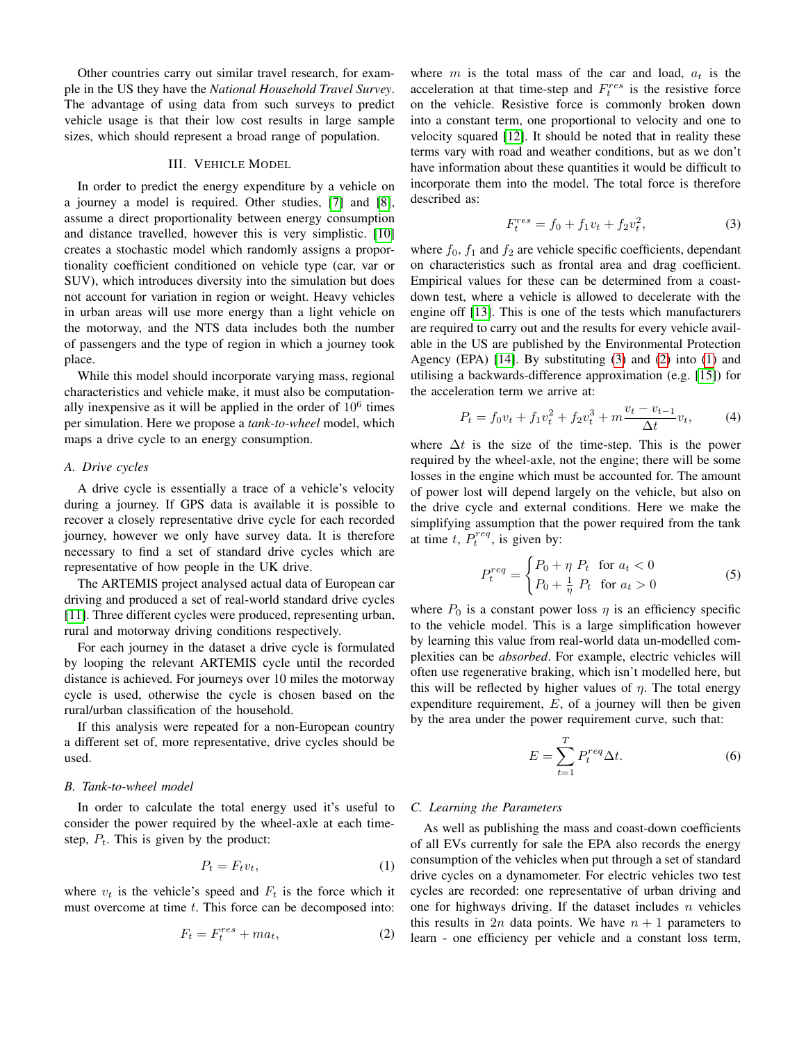Other countries carry out similar travel research, for example in the US they have the *National Household Travel Survey*. The advantage of using data from such surveys to predict vehicle usage is that their low cost results in large sample sizes, which should represent a broad range of population.

## III. Vehicle Model

In order to predict the energy expenditure by a vehicle on a journey a model is required. Other studies, [7] and [8], assume a direct proportionality between energy consumption and distance travelled, however this is very simplistic. [10] creates a stochastic model which randomly assigns a proportionality coefficient conditioned on vehicle type (car, var or SUV), which introduces diversity into the simulation but does not account for variation in region or weight. Heavy vehicles in urban areas will use more energy than a light vehicle on the motorway, and the NTS data includes both the number of passengers and the type of region in which a journey took place.

While this model should incorporate varying mass, regional characteristics and vehicle make, it must also be computationally inexpensive as it will be applied in the order of $10^6$ times per simulation. Here we propose a *tank-to-wheel* model, which maps a drive cycle to an energy consumption.

### A. Drive cycles

A drive cycle is essentially a trace of a vehicle's velocity during a journey. If GPS data is available it is possible to recover a closely representative drive cycle for each recorded journey, however we only have survey data. It is therefore necessary to find a set of standard drive cycles which are representative of how people in the UK drive.

The ARTEMIS project analysed actual data of European car driving and produced a set of real-world standard drive cycles [11]. Three different cycles were produced, representing urban, rural and motorway driving conditions respectively.

For each journey in the dataset a drive cycle is formulated by looping the relevant ARTEMIS cycle until the recorded distance is achieved. For journeys over 10 miles the motorway cycle is used, otherwise the cycle is chosen based on the rural/urban classification of the household.

If this analysis were repeated for a non-European country a different set of, more representative, drive cycles should be used.

### B. Tank-to-wheel model

In order to calculate the total energy used it's useful to consider the power required by the wheel-axle at each time-step, $P_t$. This is given by the product:

$$P_t = F_t v_t, \tag{1}$$

where $v_t$ is the vehicle's speed and $F_t$ is the force which it must overcome at time $t$. This force can be decomposed into:

$$F_t = F_t^{res} + m a_t, \tag{2}$$

where $m$ is the total mass of the car and load, $a_t$ is the acceleration at that time-step and $F_t^{res}$ is the resistive force on the vehicle. Resistive force is commonly broken down into a constant term, one proportional to velocity and one to velocity squared [12]. It should be noted that in reality these terms vary with road and weather conditions, but as we don't have information about these quantities it would be difficult to incorporate them into the model. The total force is therefore described as:

$$F_t^{res} = f_0 + f_1 v_t + f_2 v_t^2, \tag{3}$$

where $f_0$, $f_1$ and $f_2$ are vehicle specific coefficients, dependant on characteristics such as frontal area and drag coefficient. Empirical values for these can be determined from a coast-down test, where a vehicle is allowed to decelerate with the engine off [13]. This is one of the tests which manufacturers are required to carry out and the results for every vehicle available in the US are published by the Environmental Protection Agency (EPA) [14]. By substituting (3) and (2) into (1) and utilising a backwards-difference approximation (e.g. [15]) for the acceleration term we arrive at:

$$P_t = f_0 v_t + f_1 v_t^2 + f_2 v_t^3 + m \frac{v_t - v_{t-1}}{\Delta t} v_t, \tag{4}$$

where $\Delta t$ is the size of the time-step. This is the power required by the wheel-axle, not the engine; there will be some losses in the engine which must be accounted for. The amount of power lost will depend largely on the vehicle, but also on the drive cycle and external conditions. Here we make the simplifying assumption that the power required from the tank at time $t$, $P_t^{req}$, is given by:

$$P_t^{req} = \begin{cases} P_0 + \eta \; P_t & \text{for } a_t < 0 \\ P_0 + \frac{1}{\eta} \; P_t & \text{for } a_t > 0 \end{cases} \tag{5}$$

where $P_0$ is a constant power loss $\eta$ is an efficiency specific to the vehicle model. This is a large simplification however by learning this value from real-world data un-modelled complexities can be *absorbed*. For example, electric vehicles will often use regenerative braking, which isn't modelled here, but this will be reflected by higher values of $\eta$. The total energy expenditure requirement, $E$, of a journey will then be given by the area under the power requirement curve, such that:

$$E = \sum_{t=1}^{T} P_t^{req} \Delta t. \tag{6}$$

### C. Learning the Parameters

As well as publishing the mass and coast-down coefficients of all EVs currently for sale the EPA also records the energy consumption of the vehicles when put through a set of standard drive cycles on a dynamometer. For electric vehicles two test cycles are recorded: one representative of urban driving and one for highways driving. If the dataset includes $n$ vehicles this results in $2n$ data points. We have $n+1$ parameters to learn - one efficiency per vehicle and a constant loss term,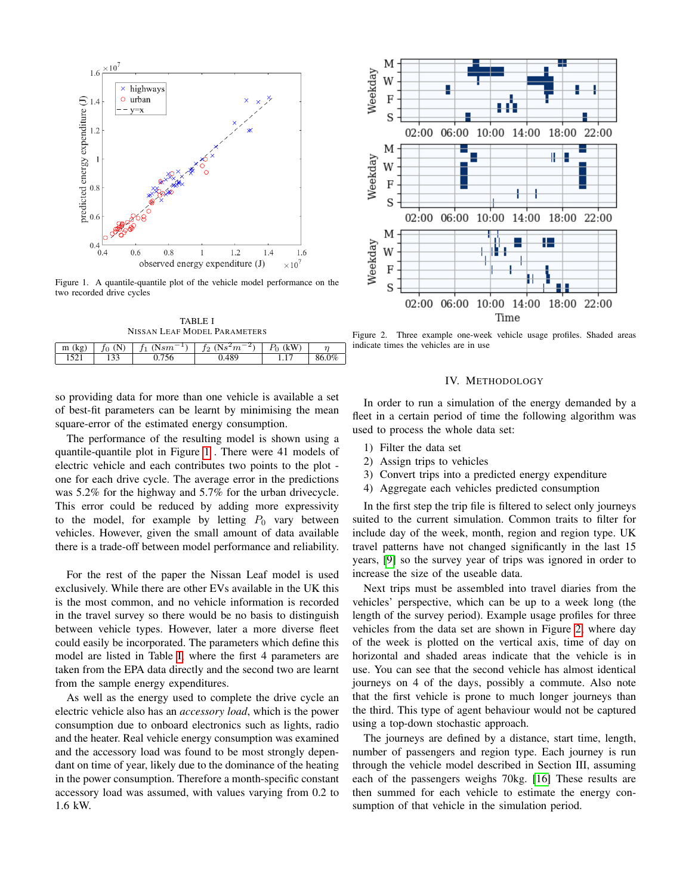Figure 1. A quantile-quantile plot of the vehicle model performance on the two recorded drive cycles

TABLE I
NISSAN LEAF MODEL PARAMETERS

| m (kg) | $f_0$ (N) | $f_1$ ($Nsm^{-1}$) | $f_2$ ($Ns^2m^{-2}$) | $P_0$ (kW) | $\eta$ |
|---|---|---|---|---|---|
| 1521 | 133 | 0.756 | 0.489 | 1.17 | 86.0% |

so providing data for more than one vehicle is available a set of best-fit parameters can be learnt by minimising the mean square-error of the estimated energy consumption.

The performance of the resulting model is shown using a quantile-quantile plot in Figure 1 . There were 41 models of electric vehicle and each contributes two points to the plot - one for each drive cycle. The average error in the predictions was 5.2% for the highway and 5.7% for the urban drivecycle. This error could be reduced by adding more expressivity to the model, for example by letting $P_0$ vary between vehicles. However, given the small amount of data available there is a trade-off between model performance and reliability.

For the rest of the paper the Nissan Leaf model is used exclusively. While there are other EVs available in the UK this is the most common, and no vehicle information is recorded in the travel survey so there would be no basis to distinguish between vehicle types. However, later a more diverse fleet could easily be incorporated. The parameters which define this model are listed in Table I where the first 4 parameters are taken from the EPA data directly and the second two are learnt from the sample energy expenditures.

As well as the energy used to complete the drive cycle an electric vehicle also has an *accessory load*, which is the power consumption due to onboard electronics such as lights, radio and the heater. Real vehicle energy consumption was examined and the accessory load was found to be most strongly dependant on time of year, likely due to the dominance of the heating in the power consumption. Therefore a month-specific constant accessory load was assumed, with values varying from 0.2 to 1.6 kW.

Figure 2. Three example one-week vehicle usage profiles. Shaded areas indicate times the vehicles are in use

## IV. METHODOLOGY

In order to run a simulation of the energy demanded by a fleet in a certain period of time the following algorithm was used to process the whole data set:

1) Filter the data set
2) Assign trips to vehicles
3) Convert trips into a predicted energy expenditure
4) Aggregate each vehicles predicted consumption

In the first step the trip file is filtered to select only journeys suited to the current simulation. Common traits to filter for include day of the week, month, region and region type. UK travel patterns have not changed significantly in the last 15 years, [9] so the survey year of trips was ignored in order to increase the size of the useable data.

Next trips must be assembled into travel diaries from the vehicles' perspective, which can be up to a week long (the length of the survey period). Example usage profiles for three vehicles from the data set are shown in Figure 2, where day of the week is plotted on the vertical axis, time of day on horizontal and shaded areas indicate that the vehicle is in use. You can see that the second vehicle has almost identical journeys on 4 of the days, possibly a commute. Also note that the first vehicle is prone to much longer journeys than the third. This type of agent behaviour would not be captured using a top-down stochastic approach.

The journeys are defined by a distance, start time, length, number of passengers and region type. Each journey is run through the vehicle model described in Section III, assuming each of the passengers weighs 70kg. [16] These results are then summed for each vehicle to estimate the energy consumption of that vehicle in the simulation period.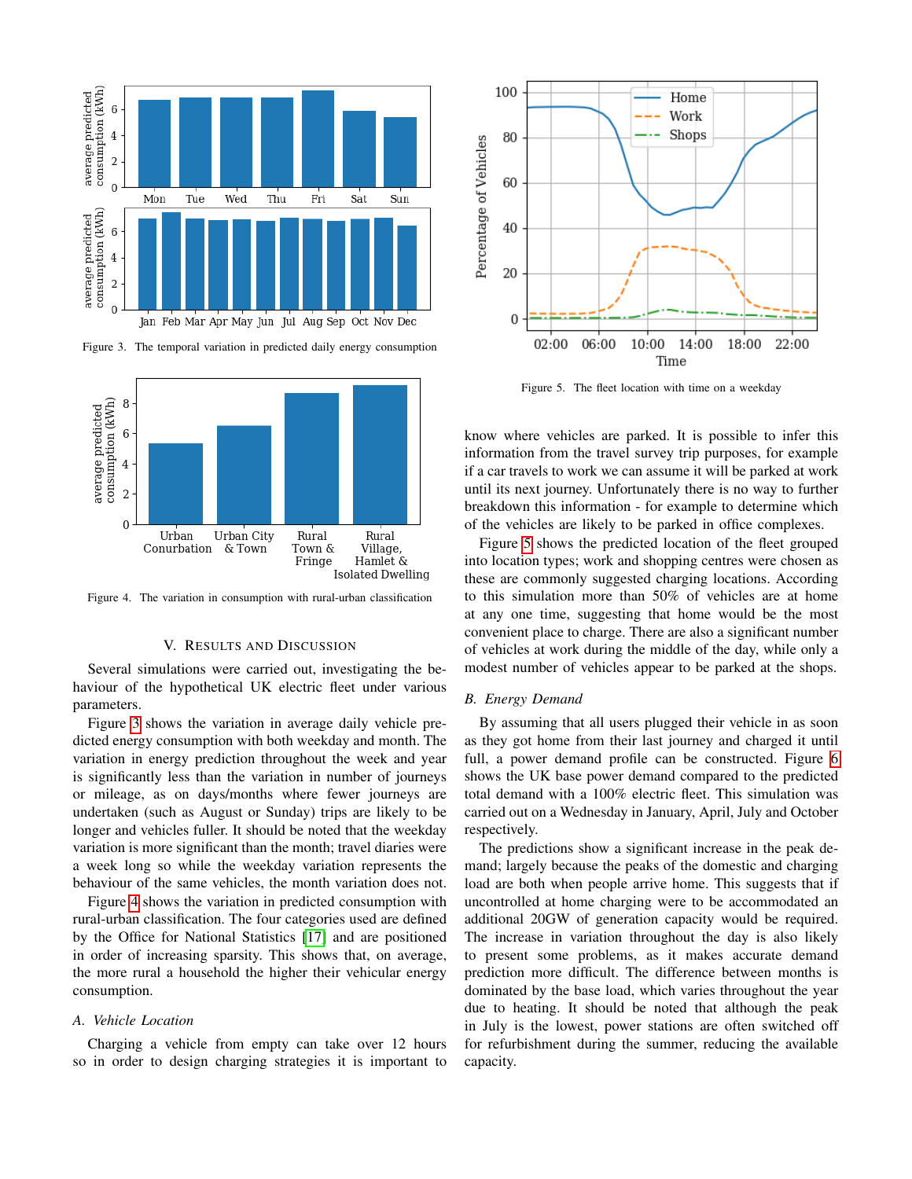Figure 3. The temporal variation in predicted daily energy consumption

Figure 4. The variation in consumption with rural-urban classification

Figure 5. The fleet location with time on a weekday

## V. Results and Discussion

Several simulations were carried out, investigating the behaviour of the hypothetical UK electric fleet under various parameters.

Figure 3 shows the variation in average daily vehicle predicted energy consumption with both weekday and month. The variation in energy prediction throughout the week and year is significantly less than the variation in number of journeys or mileage, as on days/months where fewer journeys are undertaken (such as August or Sunday) trips are likely to be longer and vehicles fuller. It should be noted that the weekday variation is more significant than the month; travel diaries were a week long so while the weekday variation represents the behaviour of the same vehicles, the month variation does not.

Figure 4 shows the variation in predicted consumption with rural-urban classification. The four categories used are defined by the Office for National Statistics [17] and are positioned in order of increasing sparsity. This shows that, on average, the more rural a household the higher their vehicular energy consumption.

### A. Vehicle Location

Charging a vehicle from empty can take over 12 hours so in order to design charging strategies it is important to know where vehicles are parked. It is possible to infer this information from the travel survey trip purposes, for example if a car travels to work we can assume it will be parked at work until its next journey. Unfortunately there is no way to further breakdown this information - for example to determine which of the vehicles are likely to be parked in office complexes.

Figure 5 shows the predicted location of the fleet grouped into location types; work and shopping centres were chosen as these are commonly suggested charging locations. According to this simulation more than 50% of vehicles are at home at any one time, suggesting that home would be the most convenient place to charge. There are also a significant number of vehicles at work during the middle of the day, while only a modest number of vehicles appear to be parked at the shops.

### B. Energy Demand

By assuming that all users plugged their vehicle in as soon as they got home from their last journey and charged it until full, a power demand profile can be constructed. Figure 6 shows the UK base power demand compared to the predicted total demand with a 100% electric fleet. This simulation was carried out on a Wednesday in January, April, July and October respectively.

The predictions show a significant increase in the peak demand; largely because the peaks of the domestic and charging load are both when people arrive home. This suggests that if uncontrolled at home charging were to be accommodated an additional 20GW of generation capacity would be required. The increase in variation throughout the day is also likely to present some problems, as it makes accurate demand prediction more difficult. The difference between months is dominated by the base load, which varies throughout the year due to heating. It should be noted that although the peak in July is the lowest, power stations are often switched off for refurbishment during the summer, reducing the available capacity.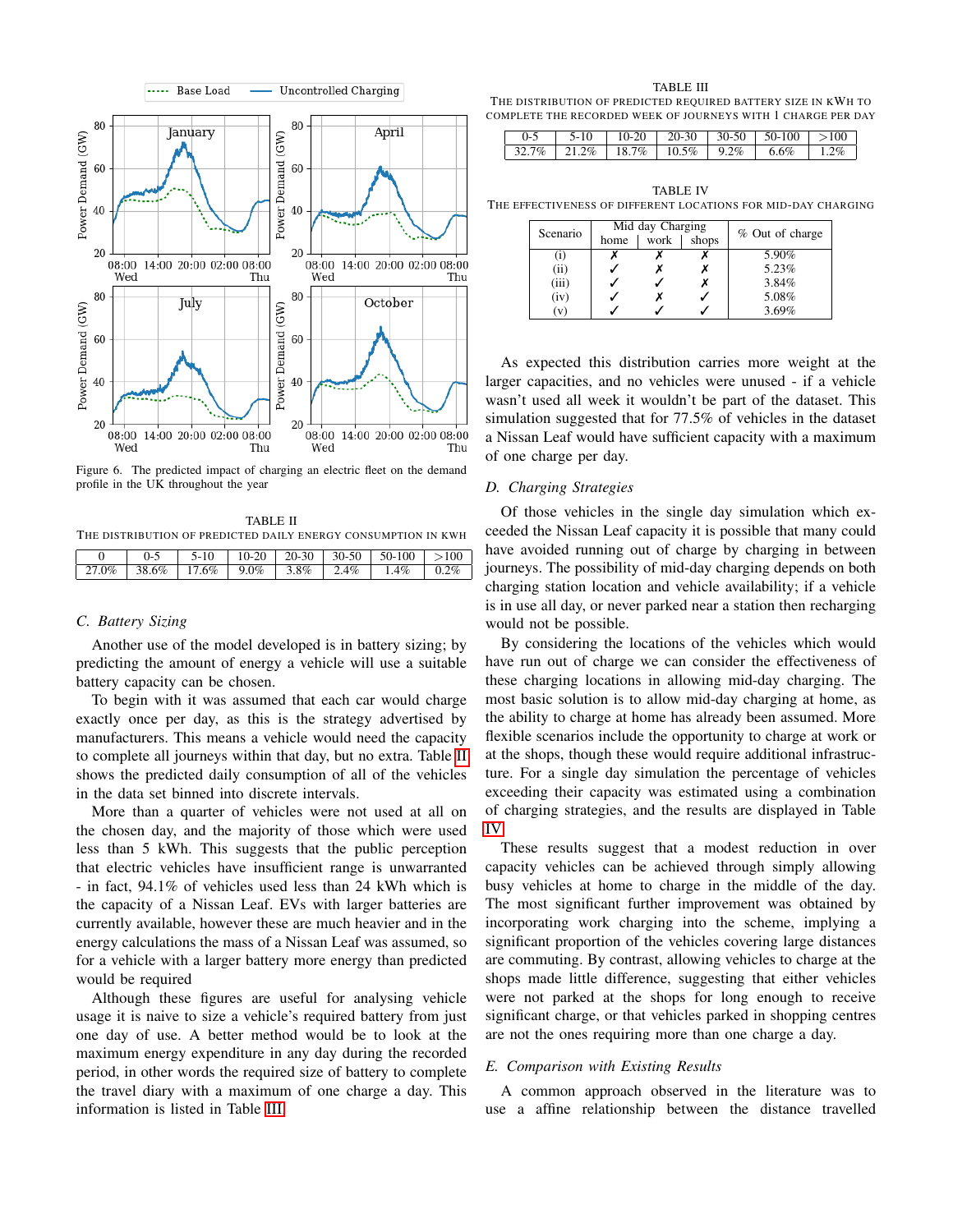Figure 6. The predicted impact of charging an electric fleet on the demand profile in the UK throughout the year

TABLE II
THE DISTRIBUTION OF PREDICTED DAILY ENERGY CONSUMPTION IN KWH

| 0 | 0-5 | 5-10 | 10-20 | 20-30 | 30-50 | 50-100 | >100 |
|---|---|---|---|---|---|---|---|
| 27.0% | 38.6% | 17.6% | 9.0% | 3.8% | 2.4% | 1.4% | 0.2% |

## C. Battery Sizing

Another use of the model developed is in battery sizing; by predicting the amount of energy a vehicle will use a suitable battery capacity can be chosen.

To begin with it was assumed that each car would charge exactly once per day, as this is the strategy advertised by manufacturers. This means a vehicle would need the capacity to complete all journeys within that day, but no extra. Table II shows the predicted daily consumption of all of the vehicles in the data set binned into discrete intervals.

More than a quarter of vehicles were not used at all on the chosen day, and the majority of those which were used less than 5 kWh. This suggests that the public perception that electric vehicles have insufficient range is unwarranted - in fact, 94.1% of vehicles used less than 24 kWh which is the capacity of a Nissan Leaf. EVs with larger batteries are currently available, however these are much heavier and in the energy calculations the mass of a Nissan Leaf was assumed, so for a vehicle with a larger battery more energy than predicted would be required

Although these figures are useful for analysing vehicle usage it is naive to size a vehicle's required battery from just one day of use. A better method would be to look at the maximum energy expenditure in any day during the recorded period, in other words the required size of battery to complete the travel diary with a maximum of one charge a day. This information is listed in Table III.

TABLE III
THE DISTRIBUTION OF PREDICTED REQUIRED BATTERY SIZE IN KWH TO COMPLETE THE RECORDED WEEK OF JOURNEYS WITH 1 CHARGE PER DAY

| 0-5 | 5-10 | 10-20 | 20-30 | 30-50 | 50-100 | >100 |
|---|---|---|---|---|---|---|
| 32.7% | 21.2% | 18.7% | 10.5% | 9.2% | 6.6% | 1.2% |

TABLE IV
THE EFFECTIVENESS OF DIFFERENT LOCATIONS FOR MID-DAY CHARGING

| Scenario | Mid day Charging | | | % Out of charge |
|---|---|---|---|---|
| | home | work | shops | |
| (i) | ✗ | ✗ | ✗ | 5.90% |
| (ii) | ✓ | ✗ | ✗ | 5.23% |
| (iii) | ✓ | ✓ | ✗ | 3.84% |
| (iv) | ✓ | ✗ | ✓ | 5.08% |
| (v) | ✓ | ✓ | ✓ | 3.69% |

As expected this distribution carries more weight at the larger capacities, and no vehicles were unused - if a vehicle wasn't used all week it wouldn't be part of the dataset. This simulation suggested that for 77.5% of vehicles in the dataset a Nissan Leaf would have sufficient capacity with a maximum of one charge per day.

## D. Charging Strategies

Of those vehicles in the single day simulation which exceeded the Nissan Leaf capacity it is possible that many could have avoided running out of charge by charging in between journeys. The possibility of mid-day charging depends on both charging station location and vehicle availability; if a vehicle is in use all day, or never parked near a station then recharging would not be possible.

By considering the locations of the vehicles which would have run out of charge we can consider the effectiveness of these charging locations in allowing mid-day charging. The most basic solution is to allow mid-day charging at home, as the ability to charge at home has already been assumed. More flexible scenarios include the opportunity to charge at work or at the shops, though these would require additional infrastructure. For a single day simulation the percentage of vehicles exceeding their capacity was estimated using a combination of charging strategies, and the results are displayed in Table IV.

These results suggest that a modest reduction in over capacity vehicles can be achieved through simply allowing busy vehicles at home to charge in the middle of the day. The most significant further improvement was obtained by incorporating work charging into the scheme, implying a significant proportion of the vehicles covering large distances are commuting. By contrast, allowing vehicles to charge at the shops made little difference, suggesting that either vehicles were not parked at the shops for long enough to receive significant charge, or that vehicles parked in shopping centres are not the ones requiring more than one charge a day.

## E. Comparison with Existing Results

A common approach observed in the literature was to use a affine relationship between the distance travelled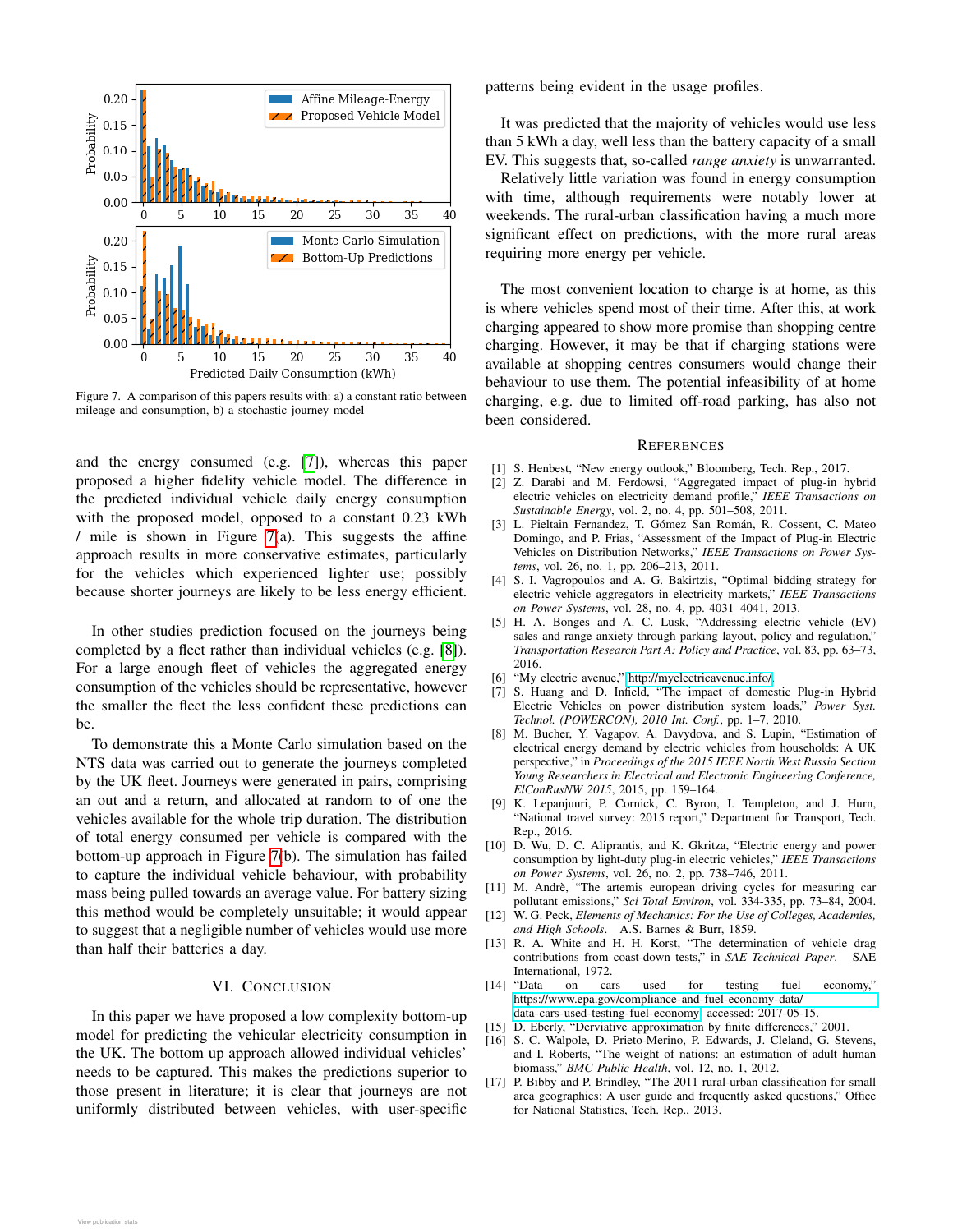0.20
0.15
0.10
0.05
0.00
Probability
0 5 10 15 20 25 30 35 40
Affine Mileage-Energy
Proposed Vehicle Model

0.20
0.15
0.10
0.05
0.00
Probability
0 5 10 15 20 25 30 35 40
Predicted Daily Consumption (kWh)
Monte Carlo Simulation
Bottom-Up Predictions

Figure 7. A comparison of this papers results with: a) a constant ratio between mileage and consumption, b) a stochastic journey model

and the energy consumed (e.g. [7]), whereas this paper proposed a higher fidelity vehicle model. The difference in the predicted individual vehicle daily energy consumption with the proposed model, opposed to a constant 0.23 kWh / mile is shown in Figure 7(a). This suggests the affine approach results in more conservative estimates, particularly for the vehicles which experienced lighter use; possibly because shorter journeys are likely to be less energy efficient.

In other studies prediction focused on the journeys being completed by a fleet rather than individual vehicles (e.g. [8]). For a large enough fleet of vehicles the aggregated energy consumption of the vehicles should be representative, however the smaller the fleet the less confident these predictions can be.

To demonstrate this a Monte Carlo simulation based on the NTS data was carried out to generate the journeys completed by the UK fleet. Journeys were generated in pairs, comprising an out and a return, and allocated at random to of one the vehicles available for the whole trip duration. The distribution of total energy consumed per vehicle is compared with the bottom-up approach in Figure 7(b). The simulation has failed to capture the individual vehicle behaviour, with probability mass being pulled towards an average value. For battery sizing this method would be completely unsuitable; it would appear to suggest that a negligible number of vehicles would use more than half their batteries a day.

## VI. Conclusion

In this paper we have proposed a low complexity bottom-up model for predicting the vehicular electricity consumption in the UK. The bottom up approach allowed individual vehicles' needs to be captured. This makes the predictions superior to those present in literature; it is clear that journeys are not uniformly distributed between vehicles, with user-specific patterns being evident in the usage profiles.

It was predicted that the majority of vehicles would use less than 5 kWh a day, well less than the battery capacity of a small EV. This suggests that, so-called *range anxiety* is unwarranted. Relatively little variation was found in energy consumption with time, although requirements were notably lower at weekends. The rural-urban classification having a much more significant effect on predictions, with the more rural areas requiring more energy per vehicle.

The most convenient location to charge is at home, as this is where vehicles spend most of their time. After this, at work charging appeared to show more promise than shopping centre charging. However, it may be that if charging stations were available at shopping centres consumers would change their behaviour to use them. The potential infeasibility of at home charging, e.g. due to limited off-road parking, has also not been considered.

## References

[1] S. Henbest, "New energy outlook," Bloomberg, Tech. Rep., 2017.

[2] Z. Darabi and M. Ferdowsi, "Aggregated impact of plug-in hybrid electric vehicles on electricity demand profile," *IEEE Transactions on Sustainable Energy*, vol. 2, no. 4, pp. 501–508, 2011.

[3] L. Pieltain Fernandez, T. Gómez San Román, R. Cossent, C. Mateo Domingo, and P. Frias, "Assessment of the Impact of Plug-in Electric Vehicles on Distribution Networks," *IEEE Transactions on Power Systems*, vol. 26, no. 1, pp. 206–213, 2011.

[4] S. I. Vagropoulos and A. G. Bakirtzis, "Optimal bidding strategy for electric vehicle aggregators in electricity markets," *IEEE Transactions on Power Systems*, vol. 28, no. 4, pp. 4031–4041, 2013.

[5] H. A. Bonges and A. C. Lusk, "Addressing electric vehicle (EV) sales and range anxiety through parking layout, policy and regulation," *Transportation Research Part A: Policy and Practice*, vol. 83, pp. 63–73, 2016.

[6] "My electric avenue," http://myelectricavenue.info/.

[7] S. Huang and D. Infield, "The impact of domestic Plug-in Hybrid Electric Vehicles on power distribution system loads," *Power Syst. Technol. (POWERCON), 2010 Int. Conf.*, pp. 1–7, 2010.

[8] M. Bucher, Y. Vagapov, A. Davydova, and S. Lupin, "Estimation of electrical energy demand by electric vehicles from households: A UK perspective," in *Proceedings of the 2015 IEEE North West Russia Section Young Researchers in Electrical and Electronic Engineering Conference, ElConRusNW 2015*, 2015, pp. 159–164.

[9] K. Lepanjuuri, P. Cornick, C. Byron, I. Templeton, and J. Hurn, "National travel survey: 2015 report," Department for Transport, Tech. Rep., 2016.

[10] D. Wu, D. C. Aliprantis, and K. Gkritza, "Electric energy and power consumption by light-duty plug-in electric vehicles," *IEEE Transactions on Power Systems*, vol. 26, no. 2, pp. 738–746, 2011.

[11] M. Andrè, "The artemis european driving cycles for measuring car pollutant emissions," *Sci Total Environ*, vol. 334-335, pp. 73–84, 2004.

[12] W. G. Peck, *Elements of Mechanics: For the Use of Colleges, Academies, and High Schools*. A.S. Barnes & Burr, 1859.

[13] R. A. White and H. H. Korst, "The determination of vehicle drag contributions from coast-down tests," in *SAE Technical Paper*. SAE International, 1972.

[14] "Data on cars used for testing fuel economy," https://www.epa.gov/compliance-and-fuel-economy-data/data-cars-used-testing-fuel-economy, accessed: 2017-05-15.

[15] D. Eberly, "Derviative approximation by finite differences," 2001.

[16] S. C. Walpole, D. Prieto-Merino, P. Edwards, J. Cleland, G. Stevens, and I. Roberts, "The weight of nations: an estimation of adult human biomass," *BMC Public Health*, vol. 12, no. 1, 2012.

[17] P. Bibby and P. Brindley, "The 2011 rural-urban classification for small area geographies: A user guide and frequently asked questions," Office for National Statistics, Tech. Rep., 2013.